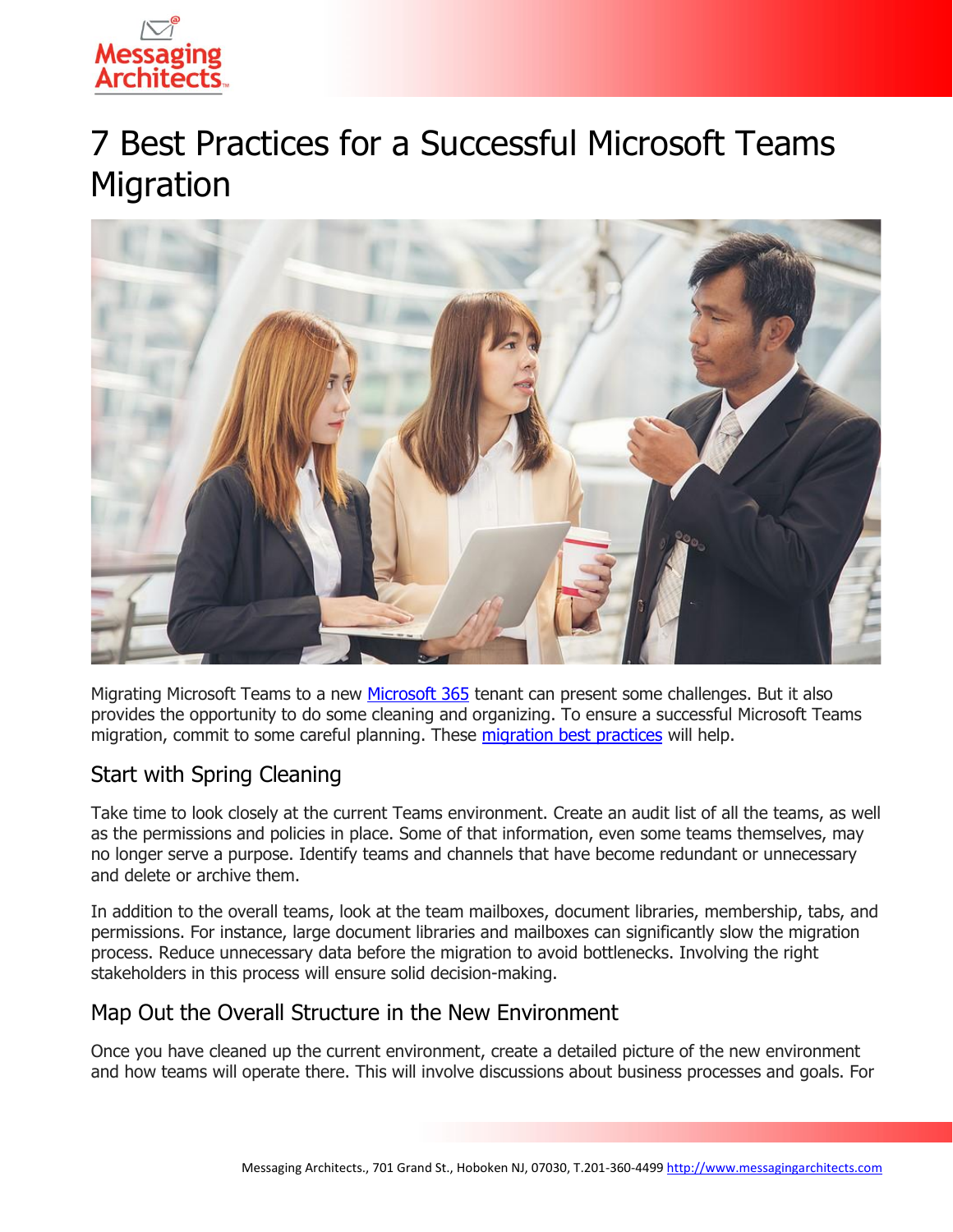# 7 Best Practices for a Successful Microsoft Teams Migration

Migrating Microsoft Teams to a new [Microsoft 365](#) tenant can present some challenges. But it also provides the opportunity to do some cleaning and organizing. To ensure a successful Microsoft Teams migration, commit to some careful planning. These [migration best practices](#) will help.

## Start with Spring Cleaning

Take time to look closely at the current Teams environment. Create an audit list of all the teams, as well as the permissions and policies in place. Some of that information, even some teams themselves, may no longer serve a purpose. Identify teams and channels that have become redundant or unnecessary and delete or archive them.

In addition to the overall teams, look at the team mailboxes, document libraries, membership, tabs, and permissions. For instance, large document libraries and mailboxes can significantly slow the migration process. Reduce unnecessary data before the migration to avoid bottlenecks. Involving the right stakeholders in this process will ensure solid decision-making.

## Map Out the Overall Structure in the New Environment

Once you have cleaned up the current environment, create a detailed picture of the new environment and how teams will operate there. This will involve discussions about business processes and goals. For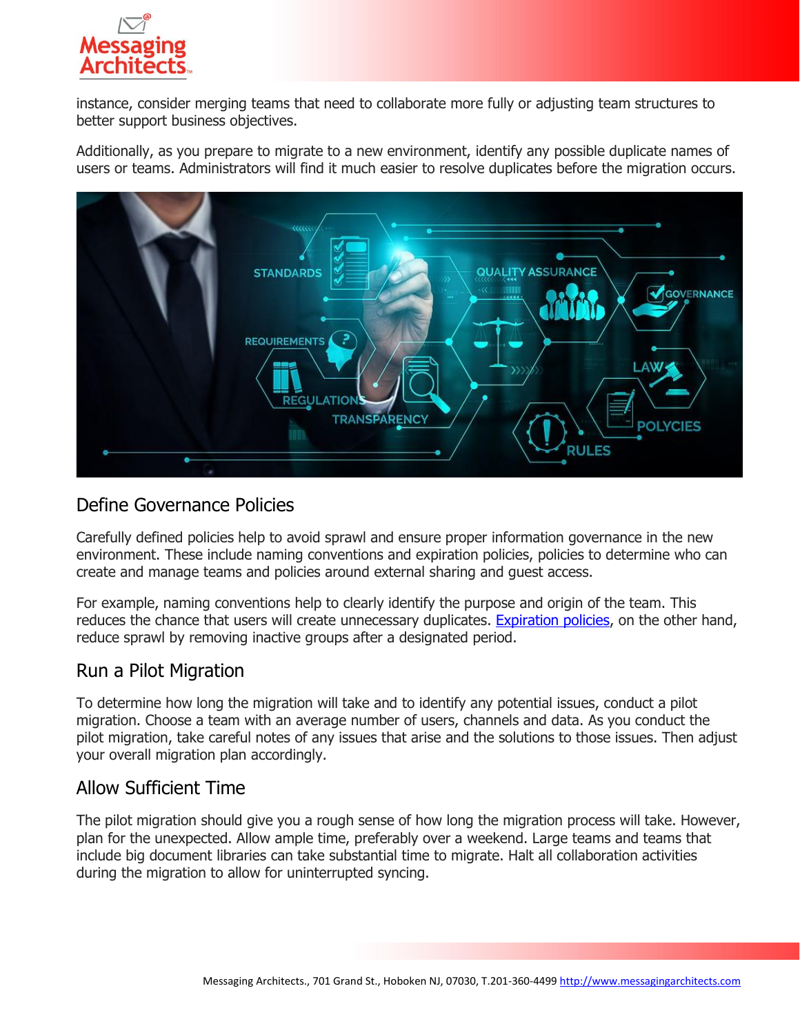instance, consider merging teams that need to collaborate more fully or adjusting team structures to better support business objectives.

Additionally, as you prepare to migrate to a new environment, identify any possible duplicate names of users or teams. Administrators will find it much easier to resolve duplicates before the migration occurs.

## Define Governance Policies

Carefully defined policies help to avoid sprawl and ensure proper information governance in the new environment. These include naming conventions and expiration policies, policies to determine who can create and manage teams and policies around external sharing and guest access.

For example, naming conventions help to clearly identify the purpose and origin of the team. This reduces the chance that users will create unnecessary duplicates. Expiration policies, on the other hand, reduce sprawl by removing inactive groups after a designated period.

## Run a Pilot Migration

To determine how long the migration will take and to identify any potential issues, conduct a pilot migration. Choose a team with an average number of users, channels and data. As you conduct the pilot migration, take careful notes of any issues that arise and the solutions to those issues. Then adjust your overall migration plan accordingly.

## Allow Sufficient Time

The pilot migration should give you a rough sense of how long the migration process will take. However, plan for the unexpected. Allow ample time, preferably over a weekend. Large teams and teams that include big document libraries can take substantial time to migrate. Halt all collaboration activities during the migration to allow for uninterrupted syncing.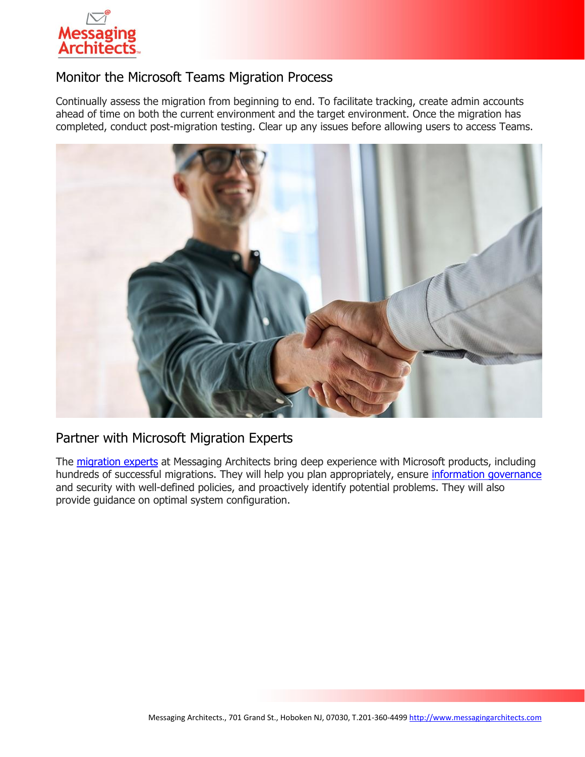## Monitor the Microsoft Teams Migration Process

Continually assess the migration from beginning to end. To facilitate tracking, create admin accounts ahead of time on both the current environment and the target environment. Once the migration has completed, conduct post-migration testing. Clear up any issues before allowing users to access Teams.

## Partner with Microsoft Migration Experts

The migration experts at Messaging Architects bring deep experience with Microsoft products, including hundreds of successful migrations. They will help you plan appropriately, ensure information governance and security with well-defined policies, and proactively identify potential problems. They will also provide guidance on optimal system configuration.